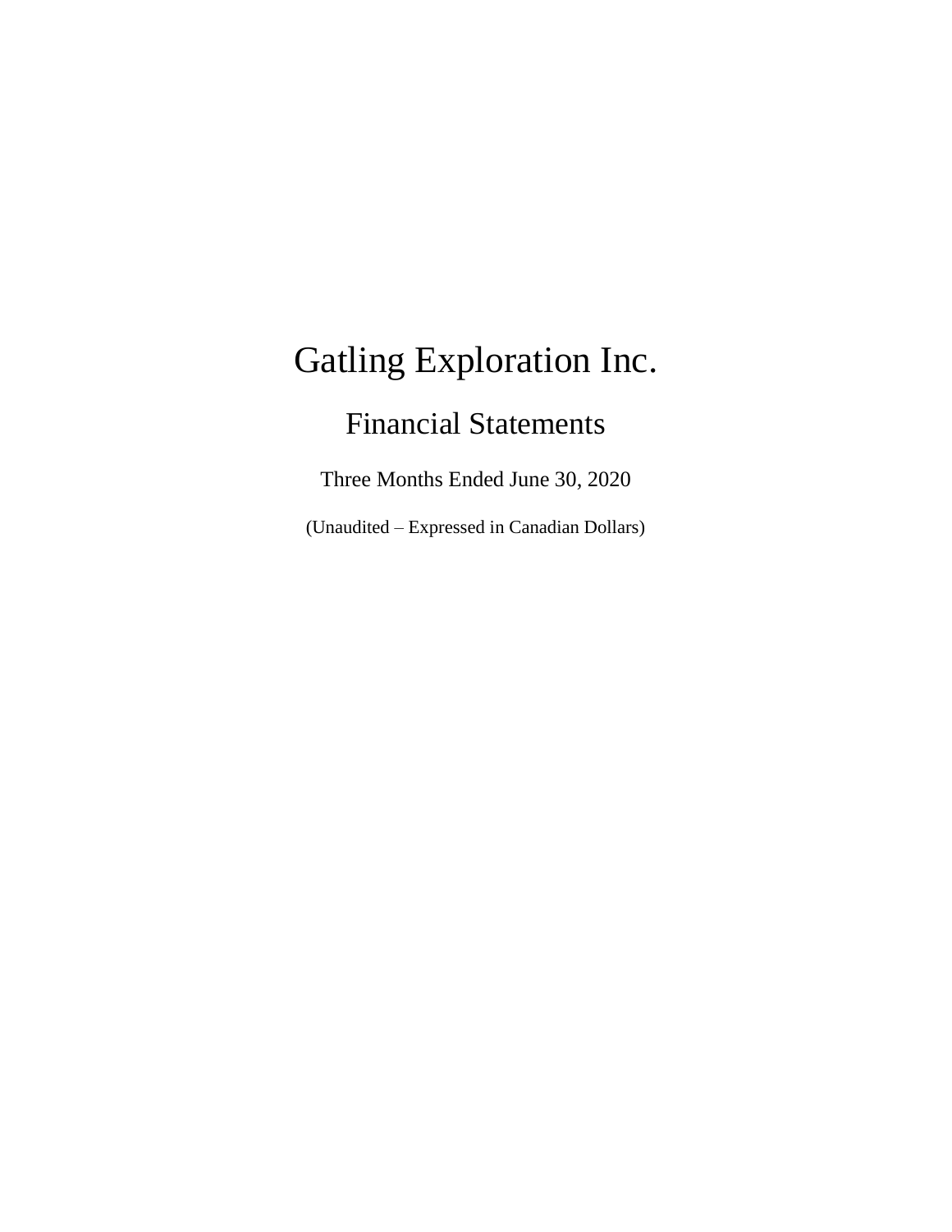# Gatling Exploration Inc.

## Financial Statements

Three Months Ended June 30, 2020

(Unaudited – Expressed in Canadian Dollars)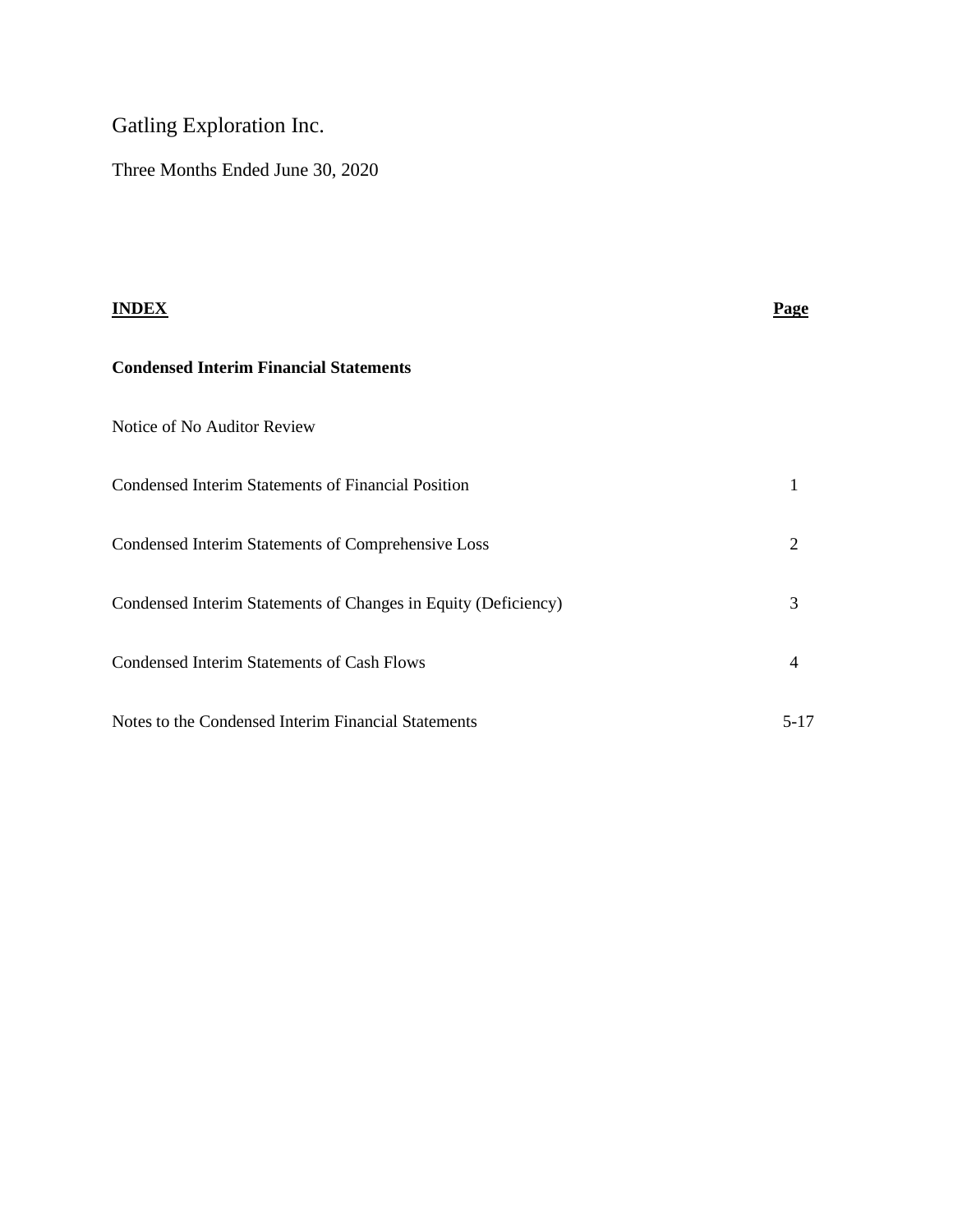# Gatling Exploration Inc.

Three Months Ended June 30, 2020

| **INDEX** | **Page** |
| --- | --- |
| **Condensed Interim Financial Statements** | |
| Notice of No Auditor Review | |
| Condensed Interim Statements of Financial Position | 1 |
| Condensed Interim Statements of Comprehensive Loss | 2 |
| Condensed Interim Statements of Changes in Equity (Deficiency) | 3 |
| Condensed Interim Statements of Cash Flows | 4 |
| Notes to the Condensed Interim Financial Statements | 5-17 |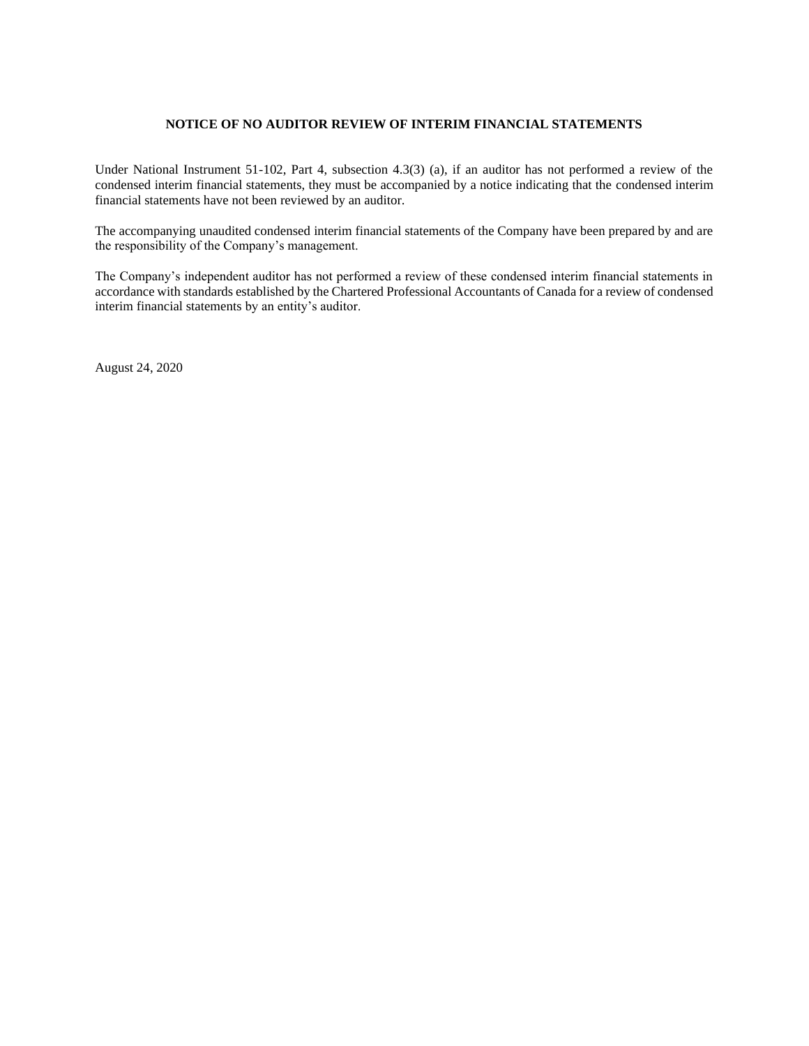## NOTICE OF NO AUDITOR REVIEW OF INTERIM FINANCIAL STATEMENTS

Under National Instrument 51-102, Part 4, subsection 4.3(3) (a), if an auditor has not performed a review of the condensed interim financial statements, they must be accompanied by a notice indicating that the condensed interim financial statements have not been reviewed by an auditor.

The accompanying unaudited condensed interim financial statements of the Company have been prepared by and are the responsibility of the Company's management.

The Company's independent auditor has not performed a review of these condensed interim financial statements in accordance with standards established by the Chartered Professional Accountants of Canada for a review of condensed interim financial statements by an entity's auditor.

August 24, 2020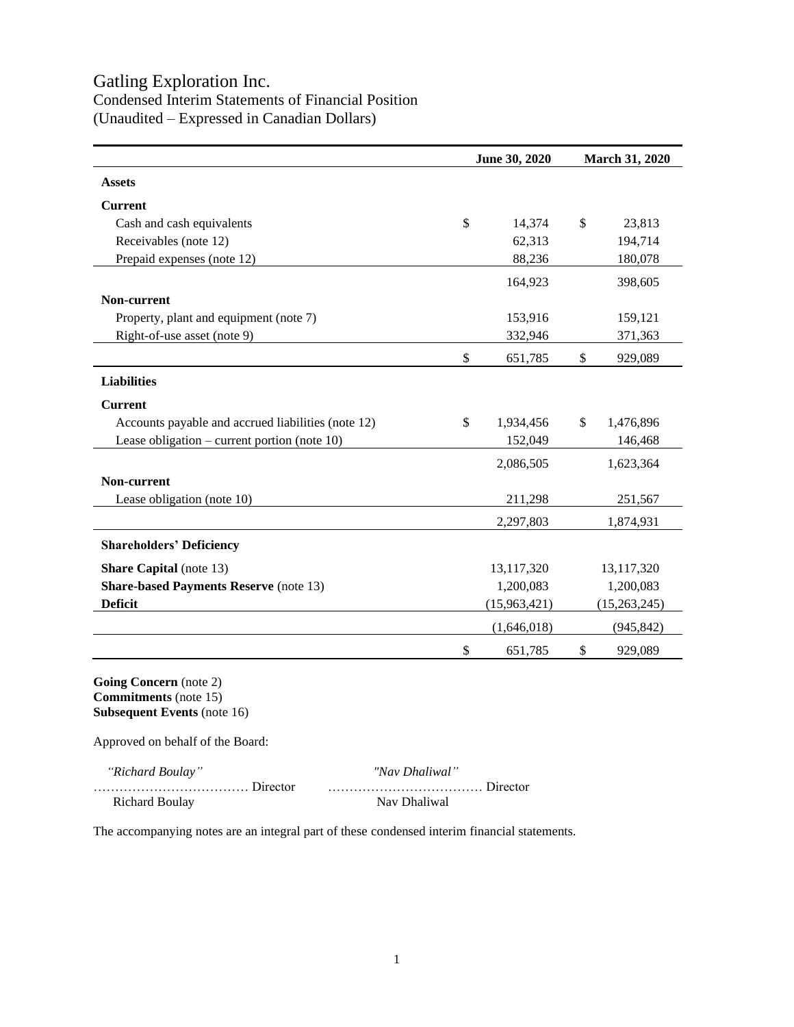# Gatling Exploration Inc.

Condensed Interim Statements of Financial Position
(Unaudited – Expressed in Canadian Dollars)

| | June 30, 2020 | March 31, 2020 |
|---|---|---|
| **Assets** | | |
| **Current** | | |
| Cash and cash equivalents | $ 14,374 | $ 23,813 |
| Receivables (note 12) | 62,313 | 194,714 |
| Prepaid expenses (note 12) | 88,236 | 180,078 |
| | 164,923 | 398,605 |
| **Non-current** | | |
| Property, plant and equipment (note 7) | 153,916 | 159,121 |
| Right-of-use asset (note 9) | 332,946 | 371,363 |
| | $ 651,785 | $ 929,089 |
| **Liabilities** | | |
| **Current** | | |
| Accounts payable and accrued liabilities (note 12) | $ 1,934,456 | $ 1,476,896 |
| Lease obligation – current portion (note 10) | 152,049 | 146,468 |
| | 2,086,505 | 1,623,364 |
| **Non-current** | | |
| Lease obligation (note 10) | 211,298 | 251,567 |
| | 2,297,803 | 1,874,931 |
| **Shareholders' Deficiency** | | |
| **Share Capital** (note 13) | 13,117,320 | 13,117,320 |
| **Share-based Payments Reserve** (note 13) | 1,200,083 | 1,200,083 |
| **Deficit** | (15,963,421) | (15,263,245) |
| | (1,646,018) | (945,842) |
| | $ 651,785 | $ 929,089 |

**Going Concern** (note 2)
**Commitments** (note 15)
**Subsequent Events** (note 16)

Approved on behalf of the Board:

*"Richard Boulay"* ……………………………… Director
Richard Boulay

*"Nav Dhaliwal"* ……………………………… Director
Nav Dhaliwal

The accompanying notes are an integral part of these condensed interim financial statements.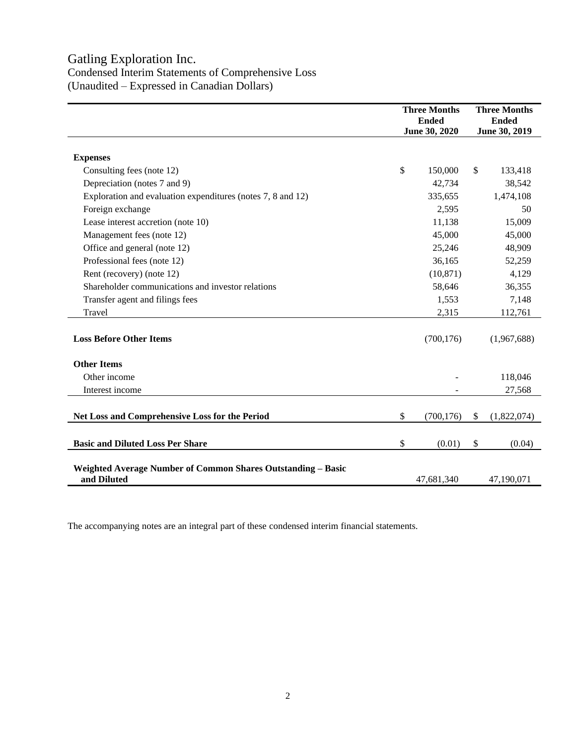# Gatling Exploration Inc.

Condensed Interim Statements of Comprehensive Loss
(Unaudited – Expressed in Canadian Dollars)

| | Three Months Ended June 30, 2020 | Three Months Ended June 30, 2019 |
|---|---|---|
| **Expenses** | | |
| Consulting fees (note 12) | $ 150,000 | $ 133,418 |
| Depreciation (notes 7 and 9) | 42,734 | 38,542 |
| Exploration and evaluation expenditures (notes 7, 8 and 12) | 335,655 | 1,474,108 |
| Foreign exchange | 2,595 | 50 |
| Lease interest accretion (note 10) | 11,138 | 15,009 |
| Management fees (note 12) | 45,000 | 45,000 |
| Office and general (note 12) | 25,246 | 48,909 |
| Professional fees (note 12) | 36,165 | 52,259 |
| Rent (recovery) (note 12) | (10,871) | 4,129 |
| Shareholder communications and investor relations | 58,646 | 36,355 |
| Transfer agent and filings fees | 1,553 | 7,148 |
| Travel | 2,315 | 112,761 |
| **Loss Before Other Items** | (700,176) | (1,967,688) |
| **Other Items** | | |
| Other income | - | 118,046 |
| Interest income | - | 27,568 |
| **Net Loss and Comprehensive Loss for the Period** | $ (700,176) | $ (1,822,074) |
| **Basic and Diluted Loss Per Share** | $ (0.01) | $ (0.04) |
| **Weighted Average Number of Common Shares Outstanding – Basic and Diluted** | 47,681,340 | 47,190,071 |

The accompanying notes are an integral part of these condensed interim financial statements.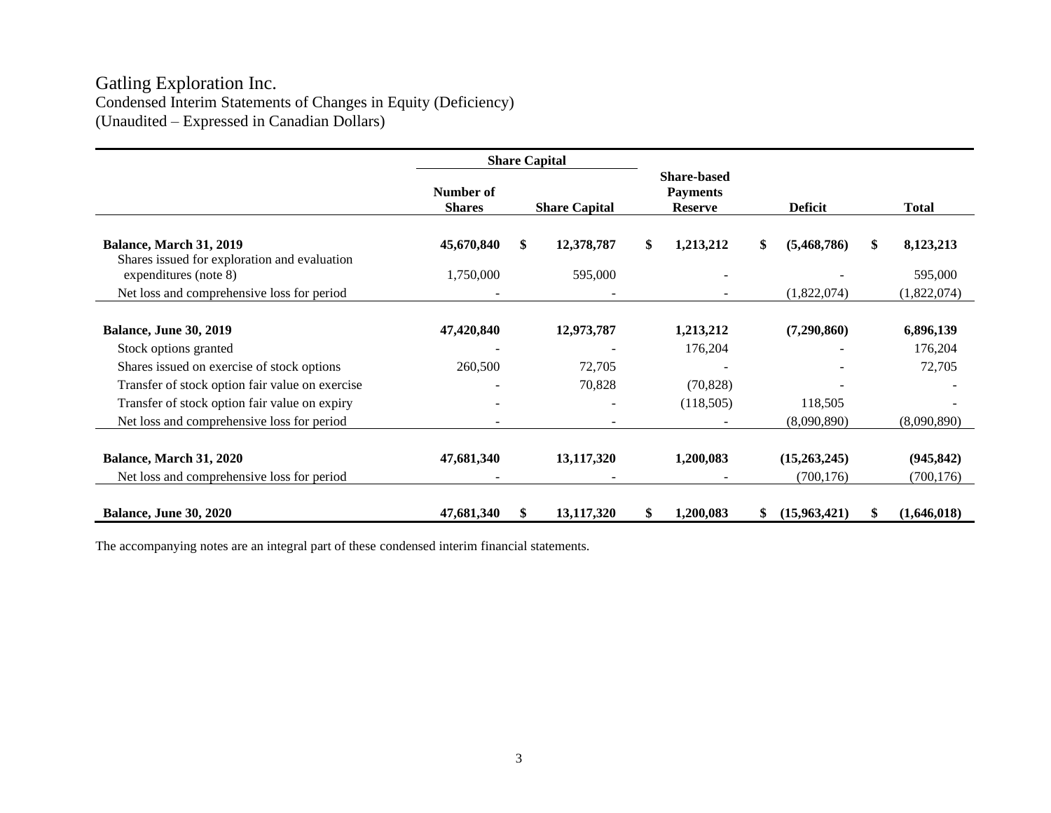# Gatling Exploration Inc.

Condensed Interim Statements of Changes in Equity (Deficiency)
(Unaudited – Expressed in Canadian Dollars)

| | Share Capital | | Share-based Payments Reserve | Deficit | Total |
|---|---|---|---|---|---|
| | Number of Shares | Share Capital | | | |
| **Balance, March 31, 2019** | **45,670,840** | **$ 12,378,787** | **$ 1,213,212** | **$ (5,468,786)** | **$ 8,123,213** |
| Shares issued for exploration and evaluation expenditures (note 8) | 1,750,000 | 595,000 | - | - | 595,000 |
| Net loss and comprehensive loss for period | - | - | - | (1,822,074) | (1,822,074) |
| **Balance, June 30, 2019** | **47,420,840** | **12,973,787** | **1,213,212** | **(7,290,860)** | **6,896,139** |
| Stock options granted | - | - | 176,204 | - | 176,204 |
| Shares issued on exercise of stock options | 260,500 | 72,705 | - | - | 72,705 |
| Transfer of stock option fair value on exercise | - | 70,828 | (70,828) | - | - |
| Transfer of stock option fair value on expiry | - | - | (118,505) | 118,505 | - |
| Net loss and comprehensive loss for period | - | - | - | (8,090,890) | (8,090,890) |
| **Balance, March 31, 2020** | **47,681,340** | **13,117,320** | **1,200,083** | **(15,263,245)** | **(945,842)** |
| Net loss and comprehensive loss for period | - | - | - | (700,176) | (700,176) |
| **Balance, June 30, 2020** | **47,681,340** | **$ 13,117,320** | **$ 1,200,083** | **$ (15,963,421)** | **$ (1,646,018)** |

The accompanying notes are an integral part of these condensed interim financial statements.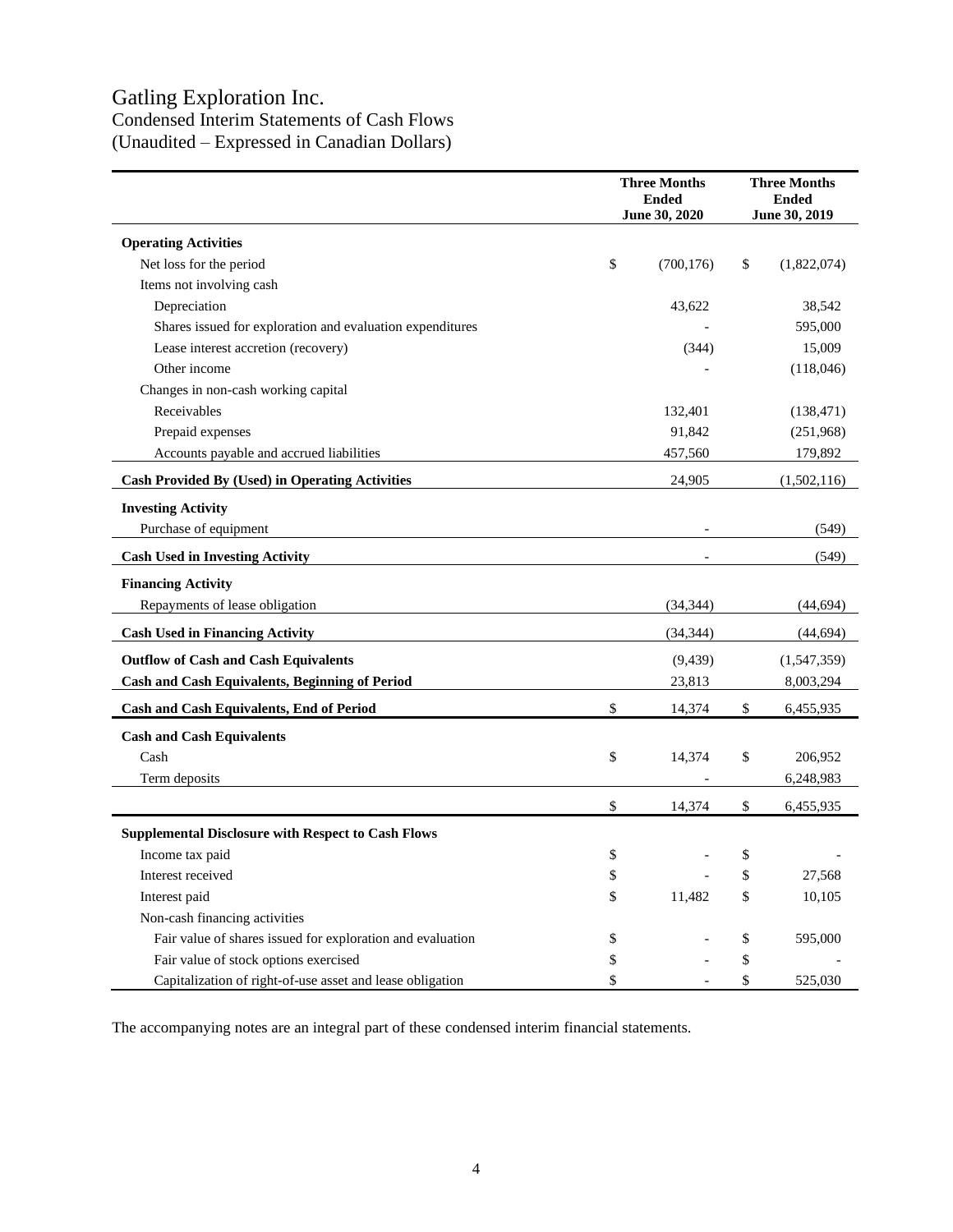# Gatling Exploration Inc.

Condensed Interim Statements of Cash Flows
(Unaudited – Expressed in Canadian Dollars)

| | Three Months Ended June 30, 2020 | Three Months Ended June 30, 2019 |
|---|---|---|
| **Operating Activities** | | |
| Net loss for the period | $ (700,176) | $ (1,822,074) |
| Items not involving cash | | |
| Depreciation | 43,622 | 38,542 |
| Shares issued for exploration and evaluation expenditures | - | 595,000 |
| Lease interest accretion (recovery) | (344) | 15,009 |
| Other income | - | (118,046) |
| Changes in non-cash working capital | | |
| Receivables | 132,401 | (138,471) |
| Prepaid expenses | 91,842 | (251,968) |
| Accounts payable and accrued liabilities | 457,560 | 179,892 |
| **Cash Provided By (Used) in Operating Activities** | 24,905 | (1,502,116) |
| **Investing Activity** | | |
| Purchase of equipment | - | (549) |
| **Cash Used in Investing Activity** | - | (549) |
| **Financing Activity** | | |
| Repayments of lease obligation | (34,344) | (44,694) |
| **Cash Used in Financing Activity** | (34,344) | (44,694) |
| **Outflow of Cash and Cash Equivalents** | (9,439) | (1,547,359) |
| **Cash and Cash Equivalents, Beginning of Period** | 23,813 | 8,003,294 |
| **Cash and Cash Equivalents, End of Period** | $ 14,374 | $ 6,455,935 |
| **Cash and Cash Equivalents** | | |
| Cash | $ 14,374 | $ 206,952 |
| Term deposits | - | 6,248,983 |
| | $ 14,374 | $ 6,455,935 |
| **Supplemental Disclosure with Respect to Cash Flows** | | |
| Income tax paid | $ - | $ - |
| Interest received | $ - | $ 27,568 |
| Interest paid | $ 11,482 | $ 10,105 |
| Non-cash financing activities | | |
| Fair value of shares issued for exploration and evaluation | $ - | $ 595,000 |
| Fair value of stock options exercised | $ - | $ - |
| Capitalization of right-of-use asset and lease obligation | $ - | $ 525,030 |

The accompanying notes are an integral part of these condensed interim financial statements.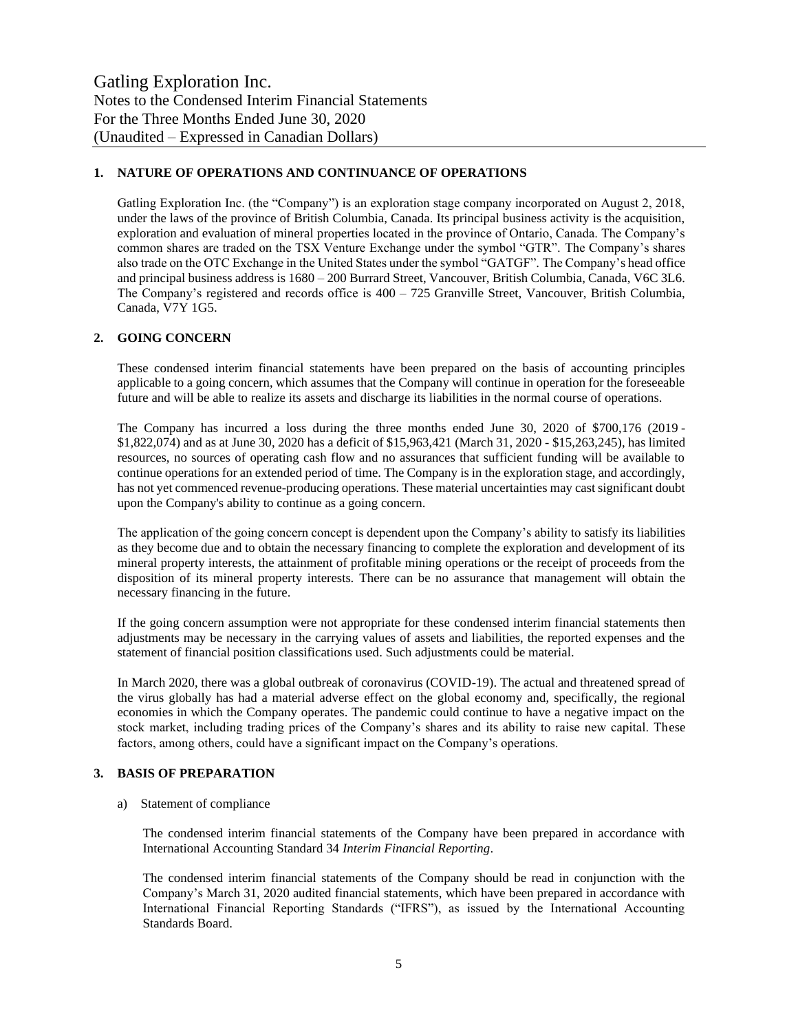## 1. NATURE OF OPERATIONS AND CONTINUANCE OF OPERATIONS

Gatling Exploration Inc. (the "Company") is an exploration stage company incorporated on August 2, 2018, under the laws of the province of British Columbia, Canada. Its principal business activity is the acquisition, exploration and evaluation of mineral properties located in the province of Ontario, Canada. The Company's common shares are traded on the TSX Venture Exchange under the symbol "GTR". The Company's shares also trade on the OTC Exchange in the United States under the symbol "GATGF". The Company's head office and principal business address is 1680 – 200 Burrard Street, Vancouver, British Columbia, Canada, V6C 3L6. The Company's registered and records office is 400 – 725 Granville Street, Vancouver, British Columbia, Canada, V7Y 1G5.

## 2. GOING CONCERN

These condensed interim financial statements have been prepared on the basis of accounting principles applicable to a going concern, which assumes that the Company will continue in operation for the foreseeable future and will be able to realize its assets and discharge its liabilities in the normal course of operations.

The Company has incurred a loss during the three months ended June 30, 2020 of $700,176 (2019 - $1,822,074) and as at June 30, 2020 has a deficit of $15,963,421 (March 31, 2020 - $15,263,245), has limited resources, no sources of operating cash flow and no assurances that sufficient funding will be available to continue operations for an extended period of time. The Company is in the exploration stage, and accordingly, has not yet commenced revenue-producing operations. These material uncertainties may cast significant doubt upon the Company's ability to continue as a going concern.

The application of the going concern concept is dependent upon the Company's ability to satisfy its liabilities as they become due and to obtain the necessary financing to complete the exploration and development of its mineral property interests, the attainment of profitable mining operations or the receipt of proceeds from the disposition of its mineral property interests. There can be no assurance that management will obtain the necessary financing in the future.

If the going concern assumption were not appropriate for these condensed interim financial statements then adjustments may be necessary in the carrying values of assets and liabilities, the reported expenses and the statement of financial position classifications used. Such adjustments could be material.

In March 2020, there was a global outbreak of coronavirus (COVID-19). The actual and threatened spread of the virus globally has had a material adverse effect on the global economy and, specifically, the regional economies in which the Company operates. The pandemic could continue to have a negative impact on the stock market, including trading prices of the Company's shares and its ability to raise new capital. These factors, among others, could have a significant impact on the Company's operations.

## 3. BASIS OF PREPARATION

a) Statement of compliance

The condensed interim financial statements of the Company have been prepared in accordance with International Accounting Standard 34 *Interim Financial Reporting*.

The condensed interim financial statements of the Company should be read in conjunction with the Company's March 31, 2020 audited financial statements, which have been prepared in accordance with International Financial Reporting Standards ("IFRS"), as issued by the International Accounting Standards Board.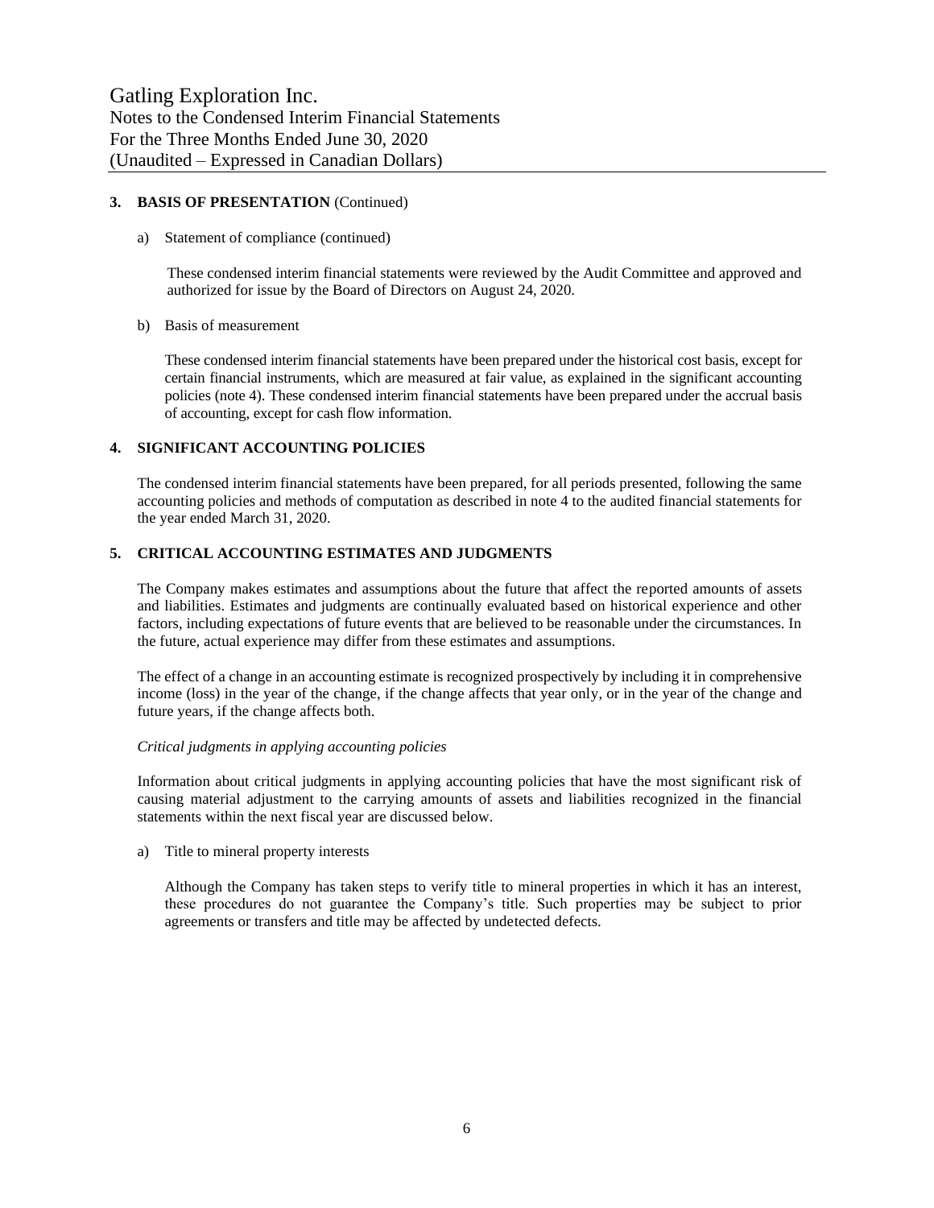## 3. BASIS OF PRESENTATION (Continued)

a) Statement of compliance (continued)

These condensed interim financial statements were reviewed by the Audit Committee and approved and authorized for issue by the Board of Directors on August 24, 2020.

b) Basis of measurement

These condensed interim financial statements have been prepared under the historical cost basis, except for certain financial instruments, which are measured at fair value, as explained in the significant accounting policies (note 4). These condensed interim financial statements have been prepared under the accrual basis of accounting, except for cash flow information.

## 4. SIGNIFICANT ACCOUNTING POLICIES

The condensed interim financial statements have been prepared, for all periods presented, following the same accounting policies and methods of computation as described in note 4 to the audited financial statements for the year ended March 31, 2020.

## 5. CRITICAL ACCOUNTING ESTIMATES AND JUDGMENTS

The Company makes estimates and assumptions about the future that affect the reported amounts of assets and liabilities. Estimates and judgments are continually evaluated based on historical experience and other factors, including expectations of future events that are believed to be reasonable under the circumstances. In the future, actual experience may differ from these estimates and assumptions.

The effect of a change in an accounting estimate is recognized prospectively by including it in comprehensive income (loss) in the year of the change, if the change affects that year only, or in the year of the change and future years, if the change affects both.

*Critical judgments in applying accounting policies*

Information about critical judgments in applying accounting policies that have the most significant risk of causing material adjustment to the carrying amounts of assets and liabilities recognized in the financial statements within the next fiscal year are discussed below.

a) Title to mineral property interests

Although the Company has taken steps to verify title to mineral properties in which it has an interest, these procedures do not guarantee the Company's title. Such properties may be subject to prior agreements or transfers and title may be affected by undetected defects.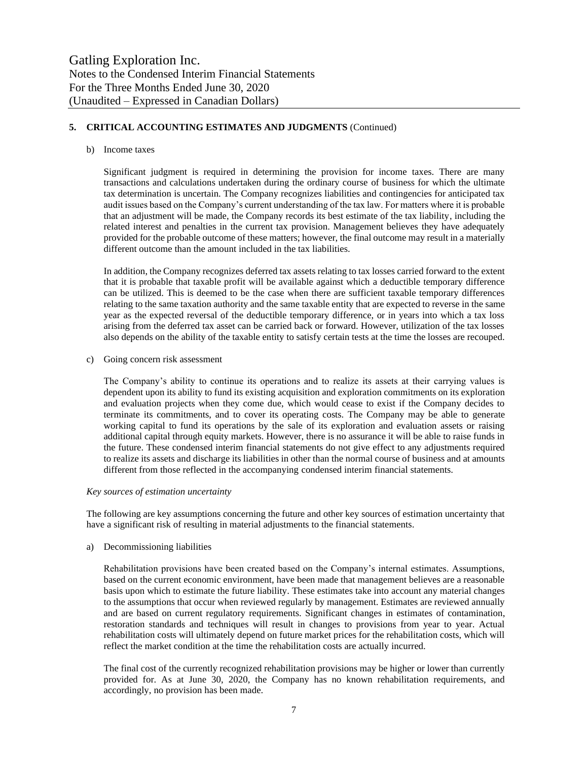## 5. CRITICAL ACCOUNTING ESTIMATES AND JUDGMENTS (Continued)

b) Income taxes

Significant judgment is required in determining the provision for income taxes. There are many transactions and calculations undertaken during the ordinary course of business for which the ultimate tax determination is uncertain. The Company recognizes liabilities and contingencies for anticipated tax audit issues based on the Company's current understanding of the tax law. For matters where it is probable that an adjustment will be made, the Company records its best estimate of the tax liability, including the related interest and penalties in the current tax provision. Management believes they have adequately provided for the probable outcome of these matters; however, the final outcome may result in a materially different outcome than the amount included in the tax liabilities.

In addition, the Company recognizes deferred tax assets relating to tax losses carried forward to the extent that it is probable that taxable profit will be available against which a deductible temporary difference can be utilized. This is deemed to be the case when there are sufficient taxable temporary differences relating to the same taxation authority and the same taxable entity that are expected to reverse in the same year as the expected reversal of the deductible temporary difference, or in years into which a tax loss arising from the deferred tax asset can be carried back or forward. However, utilization of the tax losses also depends on the ability of the taxable entity to satisfy certain tests at the time the losses are recouped.

c) Going concern risk assessment

The Company's ability to continue its operations and to realize its assets at their carrying values is dependent upon its ability to fund its existing acquisition and exploration commitments on its exploration and evaluation projects when they come due, which would cease to exist if the Company decides to terminate its commitments, and to cover its operating costs. The Company may be able to generate working capital to fund its operations by the sale of its exploration and evaluation assets or raising additional capital through equity markets. However, there is no assurance it will be able to raise funds in the future. These condensed interim financial statements do not give effect to any adjustments required to realize its assets and discharge its liabilities in other than the normal course of business and at amounts different from those reflected in the accompanying condensed interim financial statements.

*Key sources of estimation uncertainty*

The following are key assumptions concerning the future and other key sources of estimation uncertainty that have a significant risk of resulting in material adjustments to the financial statements.

a) Decommissioning liabilities

Rehabilitation provisions have been created based on the Company's internal estimates. Assumptions, based on the current economic environment, have been made that management believes are a reasonable basis upon which to estimate the future liability. These estimates take into account any material changes to the assumptions that occur when reviewed regularly by management. Estimates are reviewed annually and are based on current regulatory requirements. Significant changes in estimates of contamination, restoration standards and techniques will result in changes to provisions from year to year. Actual rehabilitation costs will ultimately depend on future market prices for the rehabilitation costs, which will reflect the market condition at the time the rehabilitation costs are actually incurred.

The final cost of the currently recognized rehabilitation provisions may be higher or lower than currently provided for. As at June 30, 2020, the Company has no known rehabilitation requirements, and accordingly, no provision has been made.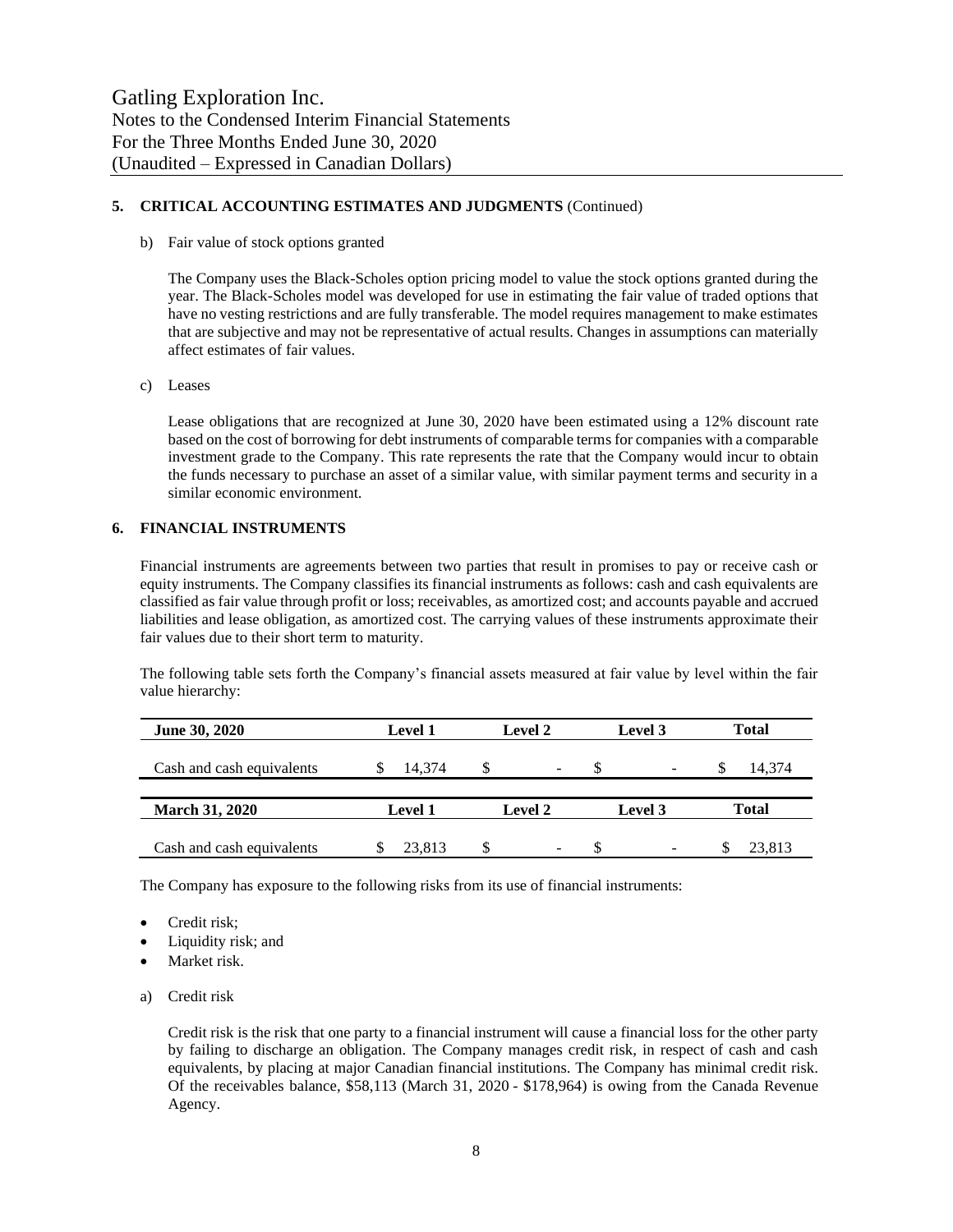## 5. CRITICAL ACCOUNTING ESTIMATES AND JUDGMENTS (Continued)

b) Fair value of stock options granted

The Company uses the Black-Scholes option pricing model to value the stock options granted during the year. The Black-Scholes model was developed for use in estimating the fair value of traded options that have no vesting restrictions and are fully transferable. The model requires management to make estimates that are subjective and may not be representative of actual results. Changes in assumptions can materially affect estimates of fair values.

c) Leases

Lease obligations that are recognized at June 30, 2020 have been estimated using a 12% discount rate based on the cost of borrowing for debt instruments of comparable terms for companies with a comparable investment grade to the Company. This rate represents the rate that the Company would incur to obtain the funds necessary to purchase an asset of a similar value, with similar payment terms and security in a similar economic environment.

## 6. FINANCIAL INSTRUMENTS

Financial instruments are agreements between two parties that result in promises to pay or receive cash or equity instruments. The Company classifies its financial instruments as follows: cash and cash equivalents are classified as fair value through profit or loss; receivables, as amortized cost; and accounts payable and accrued liabilities and lease obligation, as amortized cost. The carrying values of these instruments approximate their fair values due to their short term to maturity.

The following table sets forth the Company's financial assets measured at fair value by level within the fair value hierarchy:

| June 30, 2020 | Level 1 | Level 2 | Level 3 | Total |
|---|---|---|---|---|
| Cash and cash equivalents | $ 14,374 | $ - | $ - | $ 14,374 |

| March 31, 2020 | Level 1 | Level 2 | Level 3 | Total |
|---|---|---|---|---|
| Cash and cash equivalents | $ 23,813 | $ - | $ - | $ 23,813 |

The Company has exposure to the following risks from its use of financial instruments:

- Credit risk;
- Liquidity risk; and
- Market risk.

a) Credit risk

Credit risk is the risk that one party to a financial instrument will cause a financial loss for the other party by failing to discharge an obligation. The Company manages credit risk, in respect of cash and cash equivalents, by placing at major Canadian financial institutions. The Company has minimal credit risk. Of the receivables balance, $58,113 (March 31, 2020 - $178,964) is owing from the Canada Revenue Agency.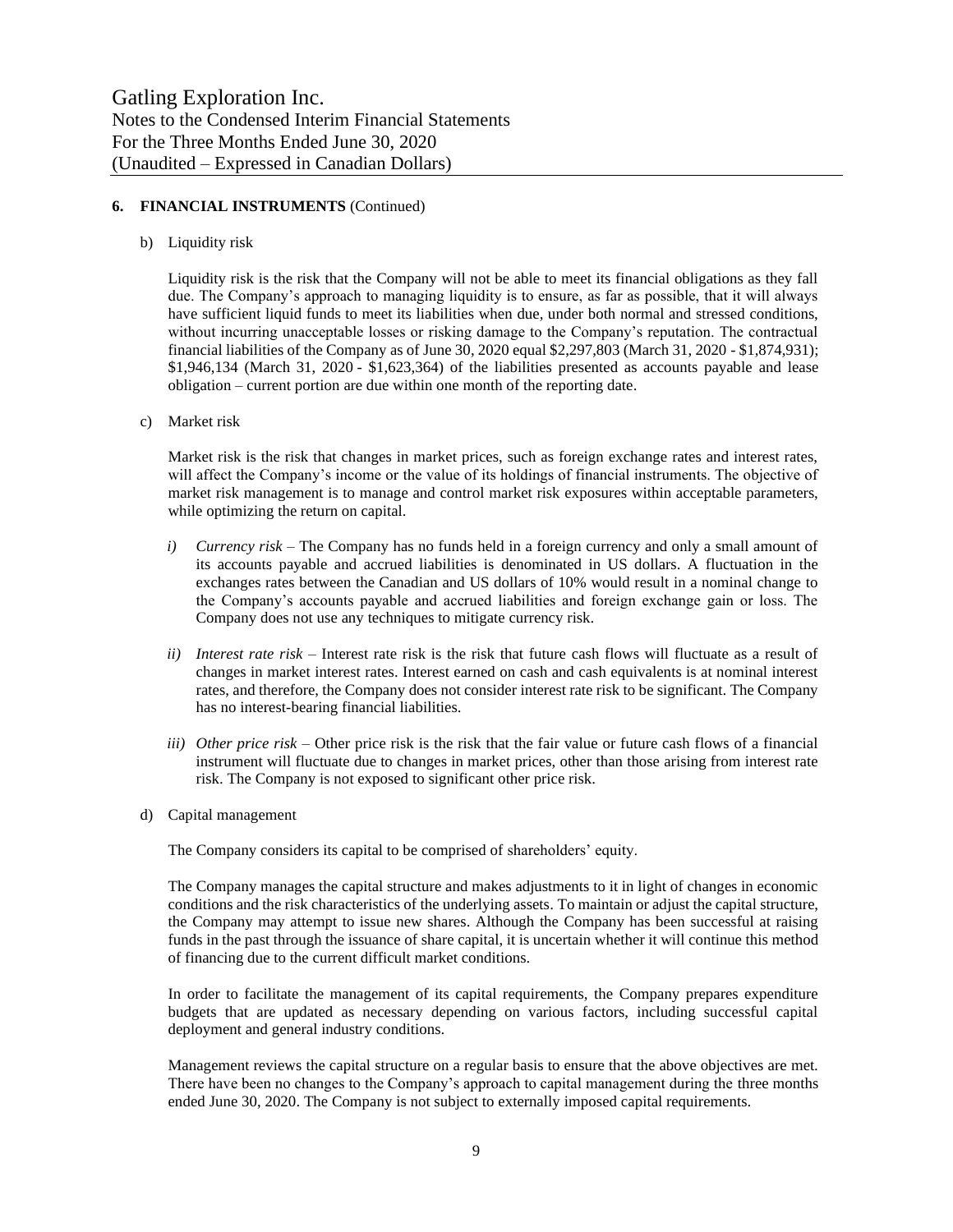## 6. FINANCIAL INSTRUMENTS (Continued)

b) Liquidity risk

Liquidity risk is the risk that the Company will not be able to meet its financial obligations as they fall due. The Company's approach to managing liquidity is to ensure, as far as possible, that it will always have sufficient liquid funds to meet its liabilities when due, under both normal and stressed conditions, without incurring unacceptable losses or risking damage to the Company's reputation. The contractual financial liabilities of the Company as of June 30, 2020 equal $2,297,803 (March 31, 2020 - $1,874,931); $1,946,134 (March 31, 2020 - $1,623,364) of the liabilities presented as accounts payable and lease obligation – current portion are due within one month of the reporting date.

c) Market risk

Market risk is the risk that changes in market prices, such as foreign exchange rates and interest rates, will affect the Company's income or the value of its holdings of financial instruments. The objective of market risk management is to manage and control market risk exposures within acceptable parameters, while optimizing the return on capital.

*i) Currency risk* – The Company has no funds held in a foreign currency and only a small amount of its accounts payable and accrued liabilities is denominated in US dollars. A fluctuation in the exchanges rates between the Canadian and US dollars of 10% would result in a nominal change to the Company's accounts payable and accrued liabilities and foreign exchange gain or loss. The Company does not use any techniques to mitigate currency risk.

*ii) Interest rate risk* – Interest rate risk is the risk that future cash flows will fluctuate as a result of changes in market interest rates. Interest earned on cash and cash equivalents is at nominal interest rates, and therefore, the Company does not consider interest rate risk to be significant. The Company has no interest-bearing financial liabilities.

*iii) Other price risk* – Other price risk is the risk that the fair value or future cash flows of a financial instrument will fluctuate due to changes in market prices, other than those arising from interest rate risk. The Company is not exposed to significant other price risk.

d) Capital management

The Company considers its capital to be comprised of shareholders' equity.

The Company manages the capital structure and makes adjustments to it in light of changes in economic conditions and the risk characteristics of the underlying assets. To maintain or adjust the capital structure, the Company may attempt to issue new shares. Although the Company has been successful at raising funds in the past through the issuance of share capital, it is uncertain whether it will continue this method of financing due to the current difficult market conditions.

In order to facilitate the management of its capital requirements, the Company prepares expenditure budgets that are updated as necessary depending on various factors, including successful capital deployment and general industry conditions.

Management reviews the capital structure on a regular basis to ensure that the above objectives are met. There have been no changes to the Company's approach to capital management during the three months ended June 30, 2020. The Company is not subject to externally imposed capital requirements.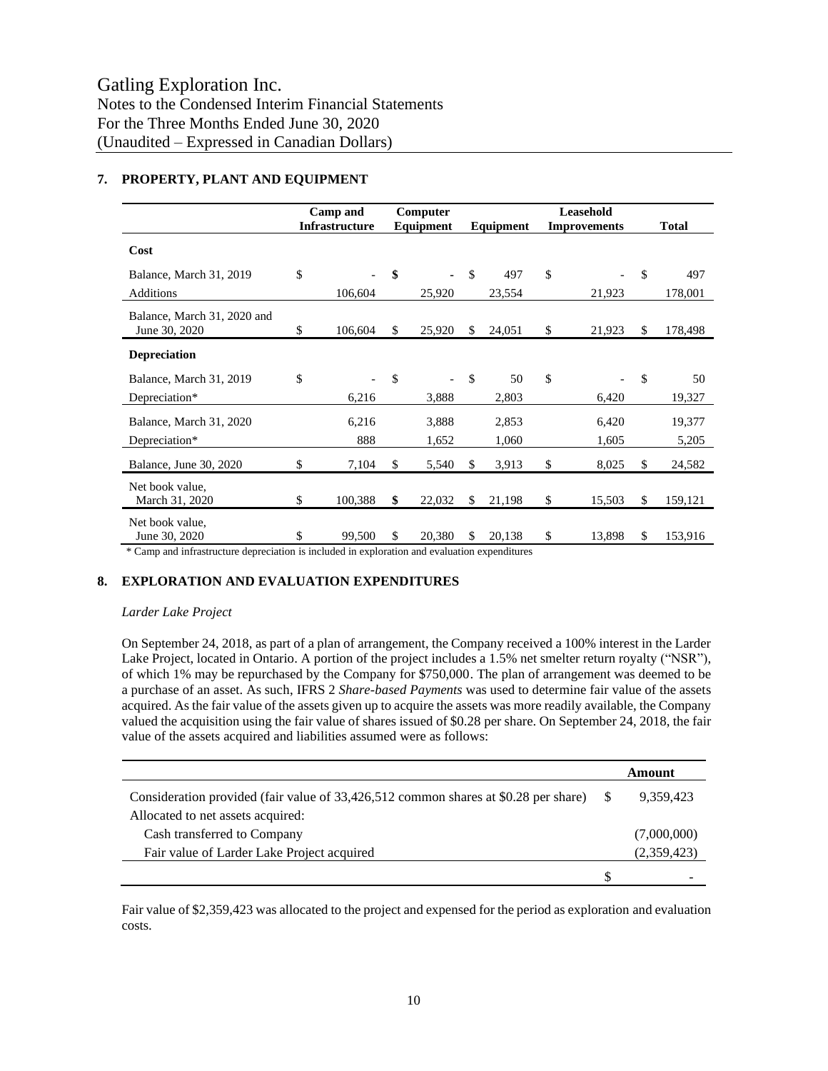Gatling Exploration Inc.
Notes to the Condensed Interim Financial Statements
For the Three Months Ended June 30, 2020
(Unaudited – Expressed in Canadian Dollars)

## 7. PROPERTY, PLANT AND EQUIPMENT

| | Camp and Infrastructure | Computer Equipment | Equipment | Leasehold Improvements | Total |
|---|---|---|---|---|---|
| **Cost** | | | | | |
| Balance, March 31, 2019 | $ - | $ - | $ 497 | $ - | $ 497 |
| Additions | 106,604 | 25,920 | 23,554 | 21,923 | 178,001 |
| Balance, March 31, 2020 and June 30, 2020 | $ 106,604 | $ 25,920 | $ 24,051 | $ 21,923 | $ 178,498 |
| **Depreciation** | | | | | |
| Balance, March 31, 2019 | $ - | $ - | $ 50 | $ - | $ 50 |
| Depreciation* | 6,216 | 3,888 | 2,803 | 6,420 | 19,327 |
| Balance, March 31, 2020 | 6,216 | 3,888 | 2,853 | 6,420 | 19,377 |
| Depreciation* | 888 | 1,652 | 1,060 | 1,605 | 5,205 |
| Balance, June 30, 2020 | $ 7,104 | $ 5,540 | $ 3,913 | $ 8,025 | $ 24,582 |
| Net book value, March 31, 2020 | $ 100,388 | $ 22,032 | $ 21,198 | $ 15,503 | $ 159,121 |
| Net book value, June 30, 2020 | $ 99,500 | $ 20,380 | $ 20,138 | $ 13,898 | $ 153,916 |

* Camp and infrastructure depreciation is included in exploration and evaluation expenditures

## 8. EXPLORATION AND EVALUATION EXPENDITURES

*Larder Lake Project*

On September 24, 2018, as part of a plan of arrangement, the Company received a 100% interest in the Larder Lake Project, located in Ontario. A portion of the project includes a 1.5% net smelter return royalty ("NSR"), of which 1% may be repurchased by the Company for $750,000. The plan of arrangement was deemed to be a purchase of an asset. As such, IFRS 2 *Share-based Payments* was used to determine fair value of the assets acquired. As the fair value of the assets given up to acquire the assets was more readily available, the Company valued the acquisition using the fair value of shares issued of $0.28 per share. On September 24, 2018, the fair value of the assets acquired and liabilities assumed were as follows:

| | Amount |
|---|---|
| Consideration provided (fair value of 33,426,512 common shares at $0.28 per share) | $ 9,359,423 |
| Allocated to net assets acquired: | |
| Cash transferred to Company | (7,000,000) |
| Fair value of Larder Lake Project acquired | (2,359,423) |
| | $ - |

Fair value of $2,359,423 was allocated to the project and expensed for the period as exploration and evaluation costs.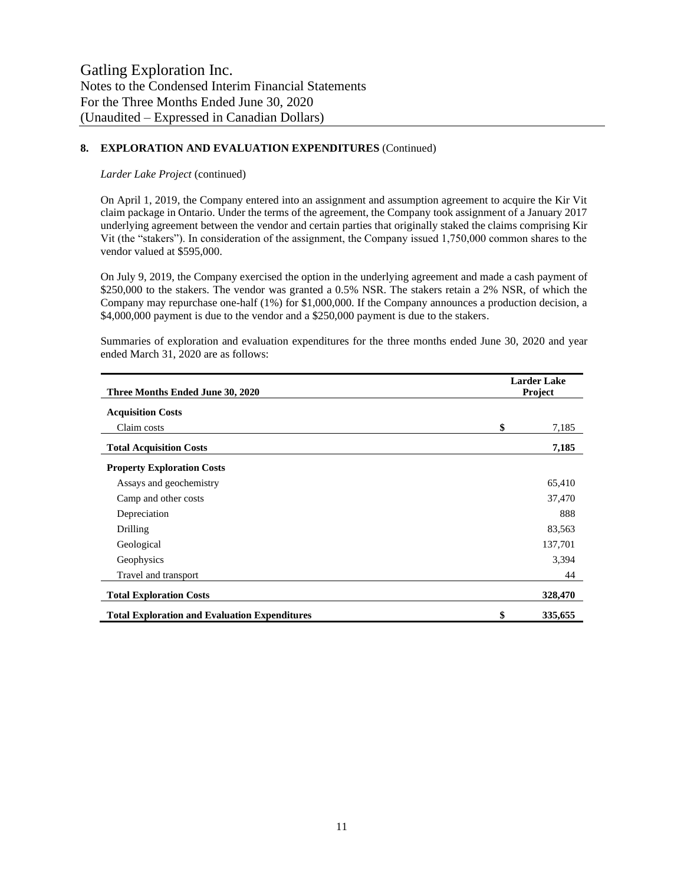Gatling Exploration Inc.
Notes to the Condensed Interim Financial Statements
For the Three Months Ended June 30, 2020
(Unaudited – Expressed in Canadian Dollars)

## 8. EXPLORATION AND EVALUATION EXPENDITURES (Continued)

*Larder Lake Project* (continued)

On April 1, 2019, the Company entered into an assignment and assumption agreement to acquire the Kir Vit claim package in Ontario. Under the terms of the agreement, the Company took assignment of a January 2017 underlying agreement between the vendor and certain parties that originally staked the claims comprising Kir Vit (the "stakers"). In consideration of the assignment, the Company issued 1,750,000 common shares to the vendor valued at $595,000.

On July 9, 2019, the Company exercised the option in the underlying agreement and made a cash payment of $250,000 to the stakers. The vendor was granted a 0.5% NSR. The stakers retain a 2% NSR, of which the Company may repurchase one-half (1%) for $1,000,000. If the Company announces a production decision, a $4,000,000 payment is due to the vendor and a $250,000 payment is due to the stakers.

Summaries of exploration and evaluation expenditures for the three months ended June 30, 2020 and year ended March 31, 2020 are as follows:

| Three Months Ended June 30, 2020 | Larder Lake Project |
|---|---|
| **Acquisition Costs** | |
| Claim costs | $ 7,185 |
| **Total Acquisition Costs** | **7,185** |
| **Property Exploration Costs** | |
| Assays and geochemistry | 65,410 |
| Camp and other costs | 37,470 |
| Depreciation | 888 |
| Drilling | 83,563 |
| Geological | 137,701 |
| Geophysics | 3,394 |
| Travel and transport | 44 |
| **Total Exploration Costs** | **328,470** |
| **Total Exploration and Evaluation Expenditures** | **$ 335,655** |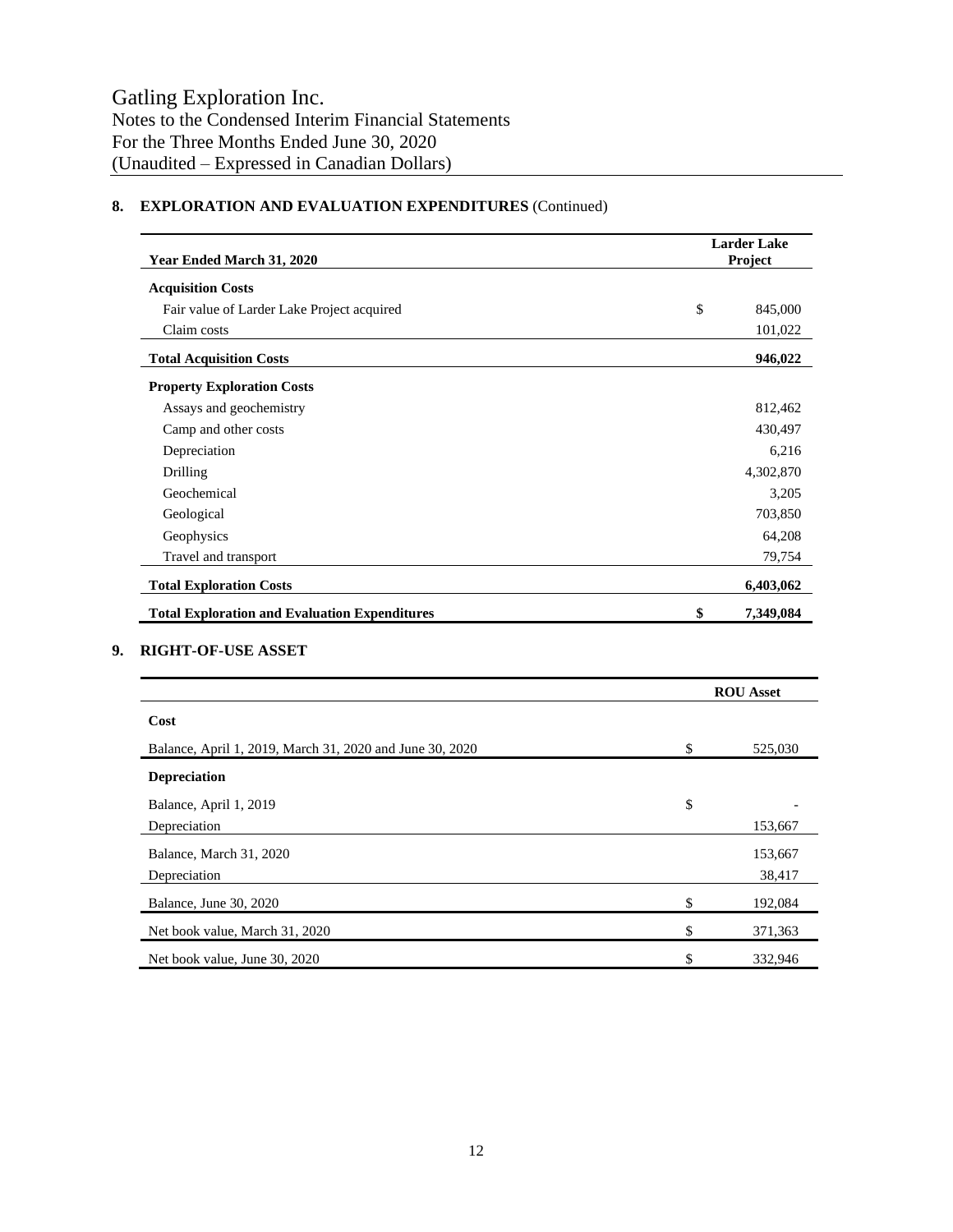## 8. EXPLORATION AND EVALUATION EXPENDITURES (Continued)

| Year Ended March 31, 2020 | | Larder Lake Project |
|---|---|---|
| **Acquisition Costs** | | |
| Fair value of Larder Lake Project acquired | $ | 845,000 |
| Claim costs | | 101,022 |
| **Total Acquisition Costs** | | **946,022** |
| **Property Exploration Costs** | | |
| Assays and geochemistry | | 812,462 |
| Camp and other costs | | 430,497 |
| Depreciation | | 6,216 |
| Drilling | | 4,302,870 |
| Geochemical | | 3,205 |
| Geological | | 703,850 |
| Geophysics | | 64,208 |
| Travel and transport | | 79,754 |
| **Total Exploration Costs** | | **6,403,062** |
| **Total Exploration and Evaluation Expenditures** | **$** | **7,349,084** |

## 9. RIGHT-OF-USE ASSET

| | | ROU Asset |
|---|---|---|
| **Cost** | | |
| Balance, April 1, 2019, March 31, 2020 and June 30, 2020 | $ | 525,030 |
| **Depreciation** | | |
| Balance, April 1, 2019 | $ | - |
| Depreciation | | 153,667 |
| Balance, March 31, 2020 | | 153,667 |
| Depreciation | | 38,417 |
| Balance, June 30, 2020 | $ | 192,084 |
| Net book value, March 31, 2020 | $ | 371,363 |
| Net book value, June 30, 2020 | $ | 332,946 |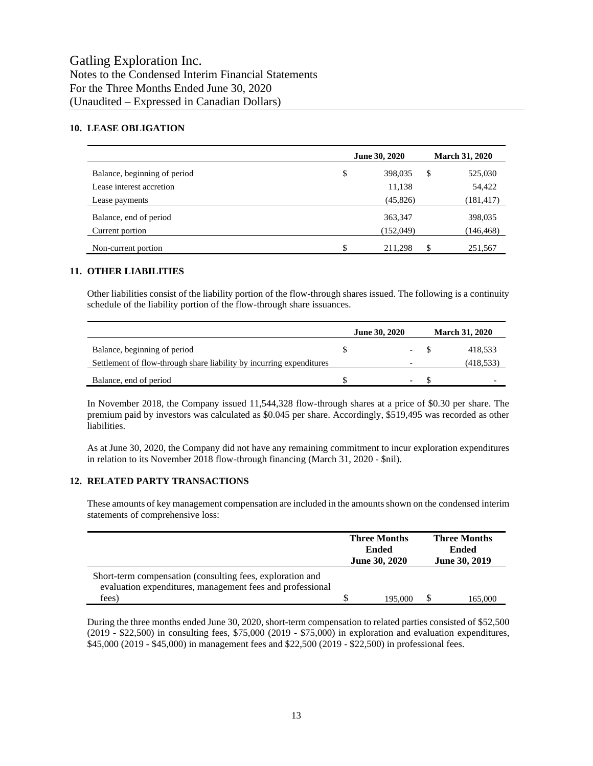Gatling Exploration Inc.
Notes to the Condensed Interim Financial Statements
For the Three Months Ended June 30, 2020
(Unaudited – Expressed in Canadian Dollars)

## 10. LEASE OBLIGATION

| | June 30, 2020 | March 31, 2020 |
|---|---|---|
| Balance, beginning of period | $ 398,035 | $ 525,030 |
| Lease interest accretion | 11,138 | 54,422 |
| Lease payments | (45,826) | (181,417) |
| Balance, end of period | 363,347 | 398,035 |
| Current portion | (152,049) | (146,468) |
| Non-current portion | $ 211,298 | $ 251,567 |

## 11. OTHER LIABILITIES

Other liabilities consist of the liability portion of the flow-through shares issued. The following is a continuity schedule of the liability portion of the flow-through share issuances.

| | June 30, 2020 | March 31, 2020 |
|---|---|---|
| Balance, beginning of period | $ - | $ 418,533 |
| Settlement of flow-through share liability by incurring expenditures | - | (418,533) |
| Balance, end of period | $ - | $ - |

In November 2018, the Company issued 11,544,328 flow-through shares at a price of $0.30 per share. The premium paid by investors was calculated as $0.045 per share. Accordingly, $519,495 was recorded as other liabilities.

As at June 30, 2020, the Company did not have any remaining commitment to incur exploration expenditures in relation to its November 2018 flow-through financing (March 31, 2020 - $nil).

## 12. RELATED PARTY TRANSACTIONS

These amounts of key management compensation are included in the amounts shown on the condensed interim statements of comprehensive loss:

| | Three Months Ended June 30, 2020 | Three Months Ended June 30, 2019 |
|---|---|---|
| Short-term compensation (consulting fees, exploration and evaluation expenditures, management fees and professional fees) | $ 195,000 | $ 165,000 |

During the three months ended June 30, 2020, short-term compensation to related parties consisted of $52,500 (2019 - $22,500) in consulting fees, $75,000 (2019 - $75,000) in exploration and evaluation expenditures, $45,000 (2019 - $45,000) in management fees and $22,500 (2019 - $22,500) in professional fees.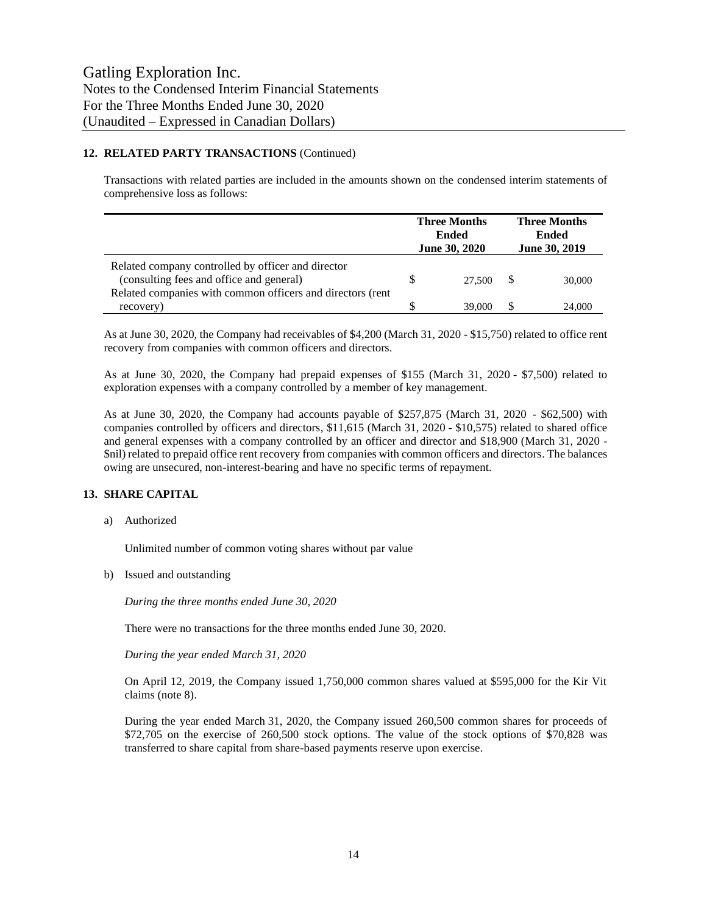## 12. RELATED PARTY TRANSACTIONS (Continued)

Transactions with related parties are included in the amounts shown on the condensed interim statements of comprehensive loss as follows:

| | Three Months Ended June 30, 2020 | Three Months Ended June 30, 2019 |
|---|---|---|
| Related company controlled by officer and director (consulting fees and office and general) | $ 27,500 | $ 30,000 |
| Related companies with common officers and directors (rent recovery) | $ 39,000 | $ 24,000 |

As at June 30, 2020, the Company had receivables of $4,200 (March 31, 2020 - $15,750) related to office rent recovery from companies with common officers and directors.

As at June 30, 2020, the Company had prepaid expenses of $155 (March 31, 2020 - $7,500) related to exploration expenses with a company controlled by a member of key management.

As at June 30, 2020, the Company had accounts payable of $257,875 (March 31, 2020 - $62,500) with companies controlled by officers and directors, $11,615 (March 31, 2020 - $10,575) related to shared office and general expenses with a company controlled by an officer and director and $18,900 (March 31, 2020 - $nil) related to prepaid office rent recovery from companies with common officers and directors. The balances owing are unsecured, non-interest-bearing and have no specific terms of repayment.

## 13. SHARE CAPITAL

a) Authorized

Unlimited number of common voting shares without par value

b) Issued and outstanding

*During the three months ended June 30, 2020*

There were no transactions for the three months ended June 30, 2020.

*During the year ended March 31, 2020*

On April 12, 2019, the Company issued 1,750,000 common shares valued at $595,000 for the Kir Vit claims (note 8).

During the year ended March 31, 2020, the Company issued 260,500 common shares for proceeds of $72,705 on the exercise of 260,500 stock options. The value of the stock options of $70,828 was transferred to share capital from share-based payments reserve upon exercise.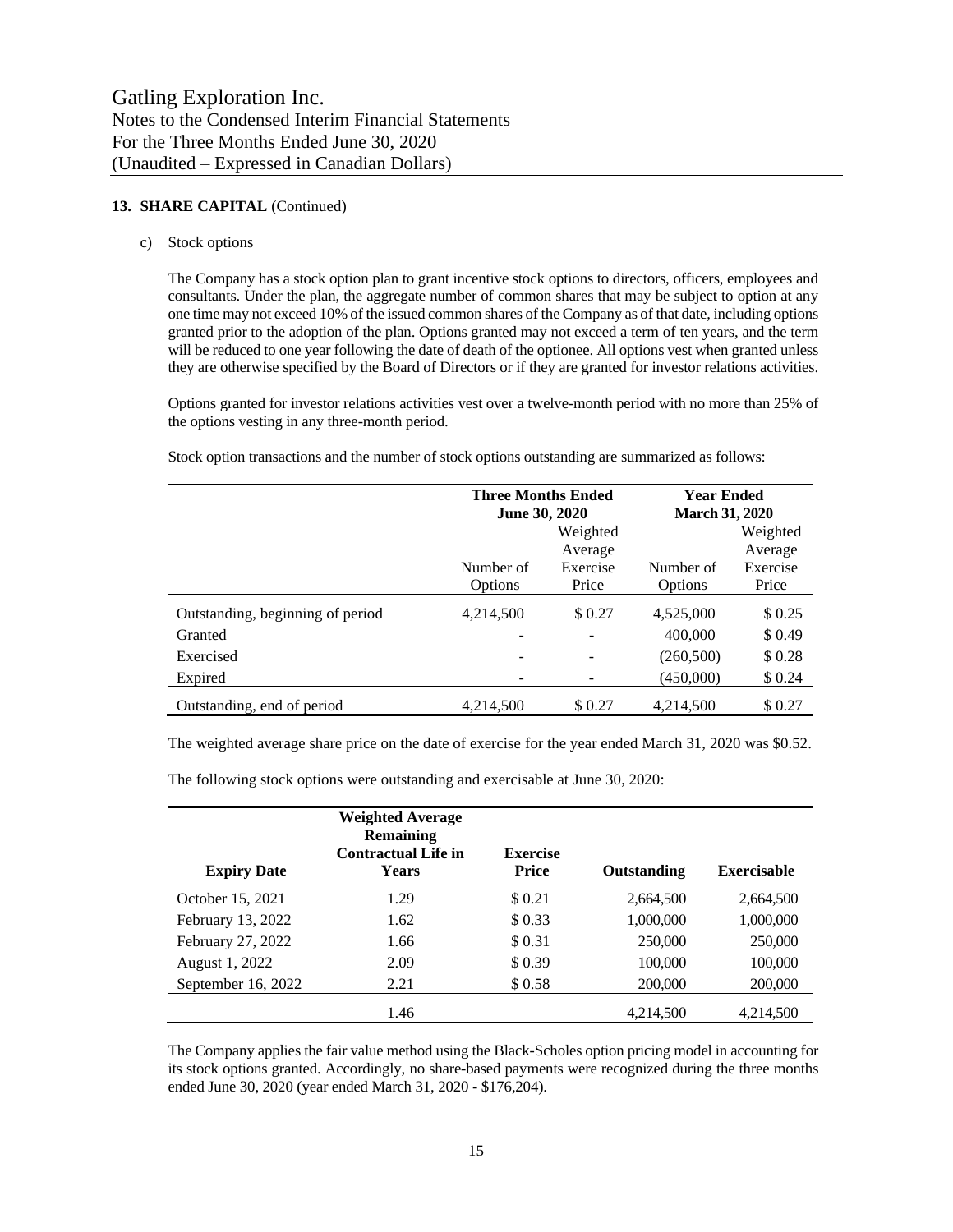## 13. SHARE CAPITAL (Continued)

c) Stock options

The Company has a stock option plan to grant incentive stock options to directors, officers, employees and consultants. Under the plan, the aggregate number of common shares that may be subject to option at any one time may not exceed 10% of the issued common shares of the Company as of that date, including options granted prior to the adoption of the plan. Options granted may not exceed a term of ten years, and the term will be reduced to one year following the date of death of the optionee. All options vest when granted unless they are otherwise specified by the Board of Directors or if they are granted for investor relations activities.

Options granted for investor relations activities vest over a twelve-month period with no more than 25% of the options vesting in any three-month period.

Stock option transactions and the number of stock options outstanding are summarized as follows:

| | Three Months Ended June 30, 2020 | | Year Ended March 31, 2020 | |
|---|---|---|---|---|
| | Number of Options | Weighted Average Exercise Price | Number of Options | Weighted Average Exercise Price |
| Outstanding, beginning of period | 4,214,500 | $ 0.27 | 4,525,000 | $ 0.25 |
| Granted | - | - | 400,000 | $ 0.49 |
| Exercised | - | - | (260,500) | $ 0.28 |
| Expired | - | - | (450,000) | $ 0.24 |
| Outstanding, end of period | 4,214,500 | $ 0.27 | 4,214,500 | $ 0.27 |

The weighted average share price on the date of exercise for the year ended March 31, 2020 was $0.52.

The following stock options were outstanding and exercisable at June 30, 2020:

| Expiry Date | Weighted Average Remaining Contractual Life in Years | Exercise Price | Outstanding | Exercisable |
|---|---|---|---|---|
| October 15, 2021 | 1.29 | $ 0.21 | 2,664,500 | 2,664,500 |
| February 13, 2022 | 1.62 | $ 0.33 | 1,000,000 | 1,000,000 |
| February 27, 2022 | 1.66 | $ 0.31 | 250,000 | 250,000 |
| August 1, 2022 | 2.09 | $ 0.39 | 100,000 | 100,000 |
| September 16, 2022 | 2.21 | $ 0.58 | 200,000 | 200,000 |
| | 1.46 | | 4,214,500 | 4,214,500 |

The Company applies the fair value method using the Black-Scholes option pricing model in accounting for its stock options granted. Accordingly, no share-based payments were recognized during the three months ended June 30, 2020 (year ended March 31, 2020 - $176,204).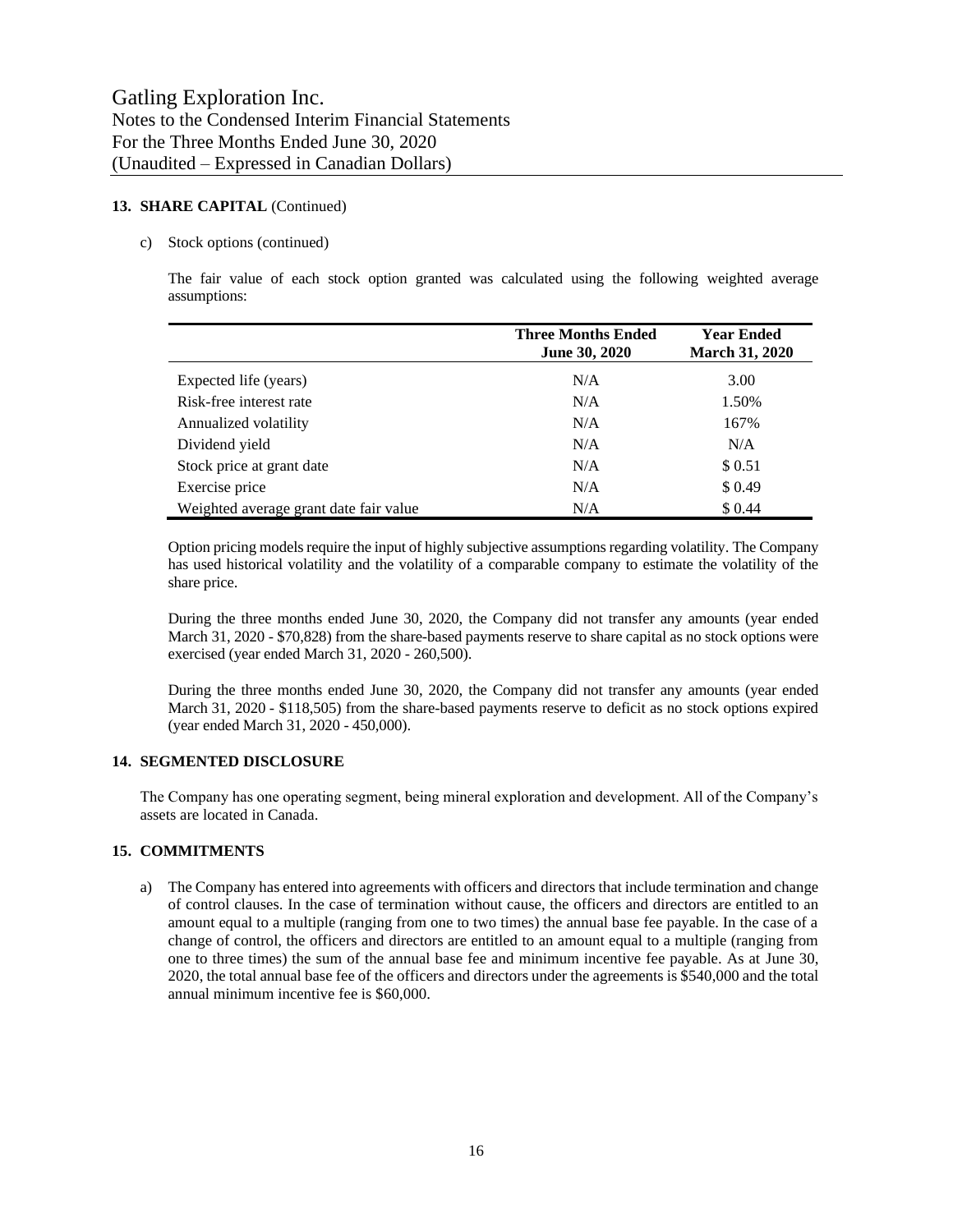## 13. SHARE CAPITAL (Continued)

c) Stock options (continued)

The fair value of each stock option granted was calculated using the following weighted average assumptions:

| | Three Months Ended June 30, 2020 | Year Ended March 31, 2020 |
|---|---|---|
| Expected life (years) | N/A | 3.00 |
| Risk-free interest rate | N/A | 1.50% |
| Annualized volatility | N/A | 167% |
| Dividend yield | N/A | N/A |
| Stock price at grant date | N/A | $ 0.51 |
| Exercise price | N/A | $ 0.49 |
| Weighted average grant date fair value | N/A | $ 0.44 |

Option pricing models require the input of highly subjective assumptions regarding volatility. The Company has used historical volatility and the volatility of a comparable company to estimate the volatility of the share price.

During the three months ended June 30, 2020, the Company did not transfer any amounts (year ended March 31, 2020 - $70,828) from the share-based payments reserve to share capital as no stock options were exercised (year ended March 31, 2020 - 260,500).

During the three months ended June 30, 2020, the Company did not transfer any amounts (year ended March 31, 2020 - $118,505) from the share-based payments reserve to deficit as no stock options expired (year ended March 31, 2020 - 450,000).

## 14. SEGMENTED DISCLOSURE

The Company has one operating segment, being mineral exploration and development. All of the Company's assets are located in Canada.

## 15. COMMITMENTS

a) The Company has entered into agreements with officers and directors that include termination and change of control clauses. In the case of termination without cause, the officers and directors are entitled to an amount equal to a multiple (ranging from one to two times) the annual base fee payable. In the case of a change of control, the officers and directors are entitled to an amount equal to a multiple (ranging from one to three times) the sum of the annual base fee and minimum incentive fee payable. As at June 30, 2020, the total annual base fee of the officers and directors under the agreements is $540,000 and the total annual minimum incentive fee is $60,000.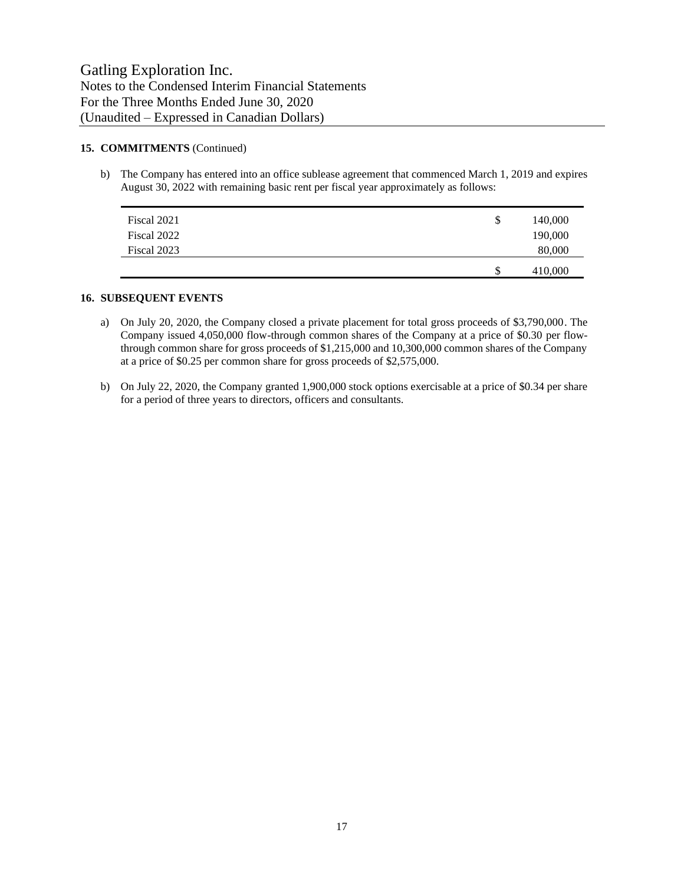Gatling Exploration Inc.
Notes to the Condensed Interim Financial Statements
For the Three Months Ended June 30, 2020
(Unaudited – Expressed in Canadian Dollars)

**15. COMMITMENTS** (Continued)

b) The Company has entered into an office sublease agreement that commenced March 1, 2019 and expires August 30, 2022 with remaining basic rent per fiscal year approximately as follows:

| | | |
|---|---|---|
| Fiscal 2021 | $ | 140,000 |
| Fiscal 2022 | | 190,000 |
| Fiscal 2023 | | 80,000 |
| | $ | 410,000 |

**16. SUBSEQUENT EVENTS**

a) On July 20, 2020, the Company closed a private placement for total gross proceeds of $3,790,000. The Company issued 4,050,000 flow-through common shares of the Company at a price of $0.30 per flow-through common share for gross proceeds of $1,215,000 and 10,300,000 common shares of the Company at a price of $0.25 per common share for gross proceeds of $2,575,000.

b) On July 22, 2020, the Company granted 1,900,000 stock options exercisable at a price of $0.34 per share for a period of three years to directors, officers and consultants.